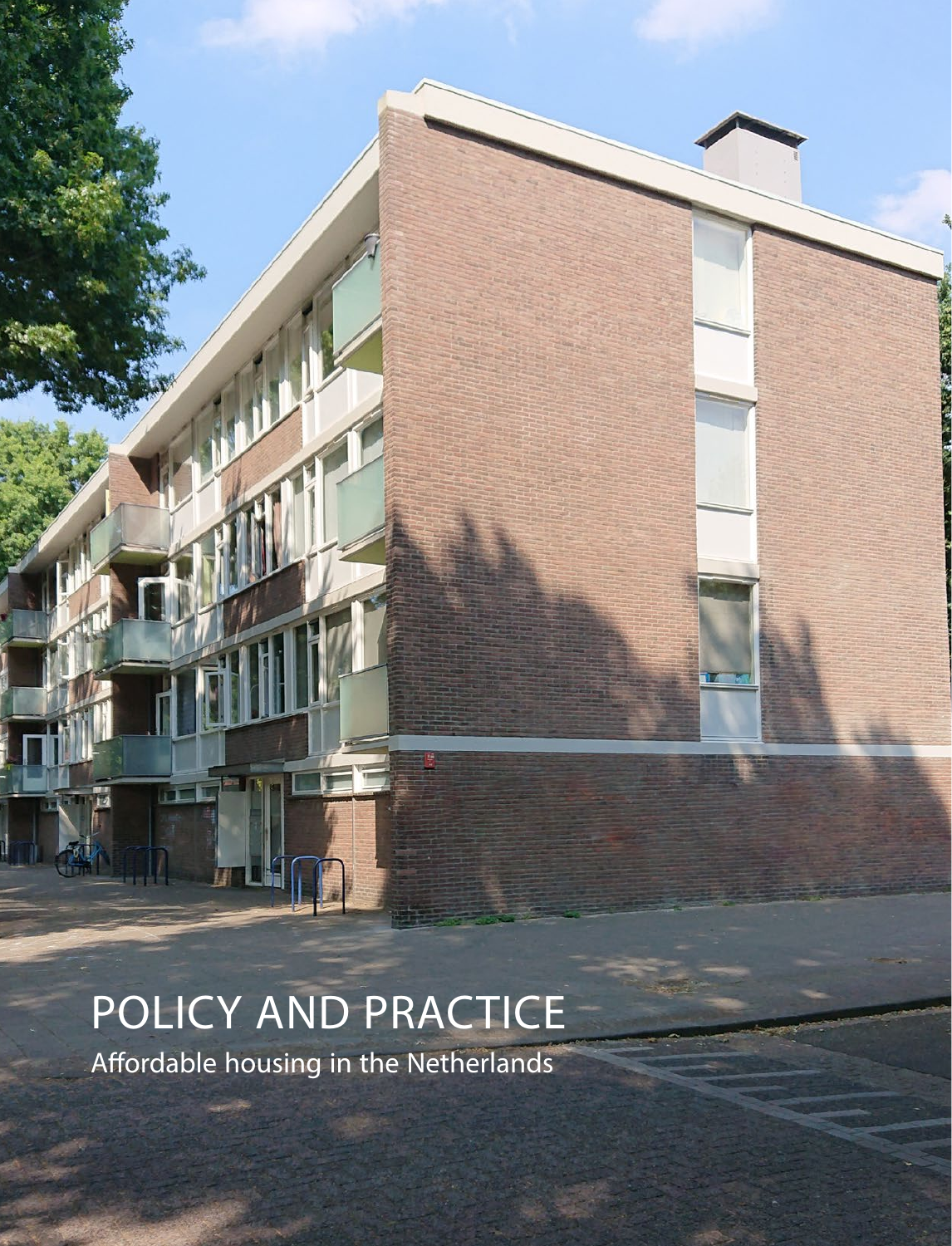# POLICY AND PRACTICE

Affordable housing in the Netherlands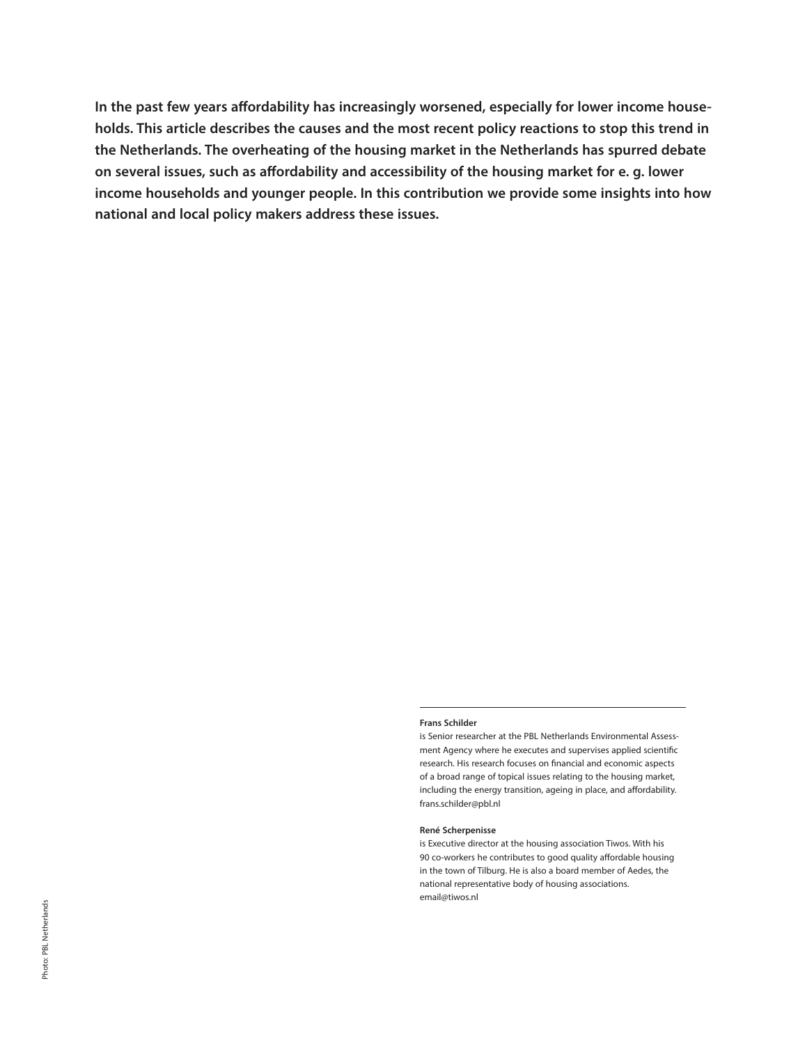**In the past few years affordability has increasingly worsened, especially for lower income households. This article describes the causes and the most recent policy reactions to stop this trend in the Netherlands. The overheating of the housing market in the Netherlands has spurred debate on several issues, such as affordability and accessibility of the housing market for e. g. lower income households and younger people. In this contribution we provide some insights into how national and local policy makers address these issues.**

---

**Frans Schilder**
is Senior researcher at the PBL Netherlands Environmental Assessment Agency where he executes and supervises applied scientific research. His research focuses on financial and economic aspects of a broad range of topical issues relating to the housing market, including the energy transition, ageing in place, and affordability.
frans.schilder@pbl.nl

**René Scherpenisse**
is Executive director at the housing association Tiwos. With his 90 co-workers he contributes to good quality affordable housing in the town of Tilburg. He is also a board member of Aedes, the national representative body of housing associations.
email@tiwos.nl

Photo: PBL Netherlands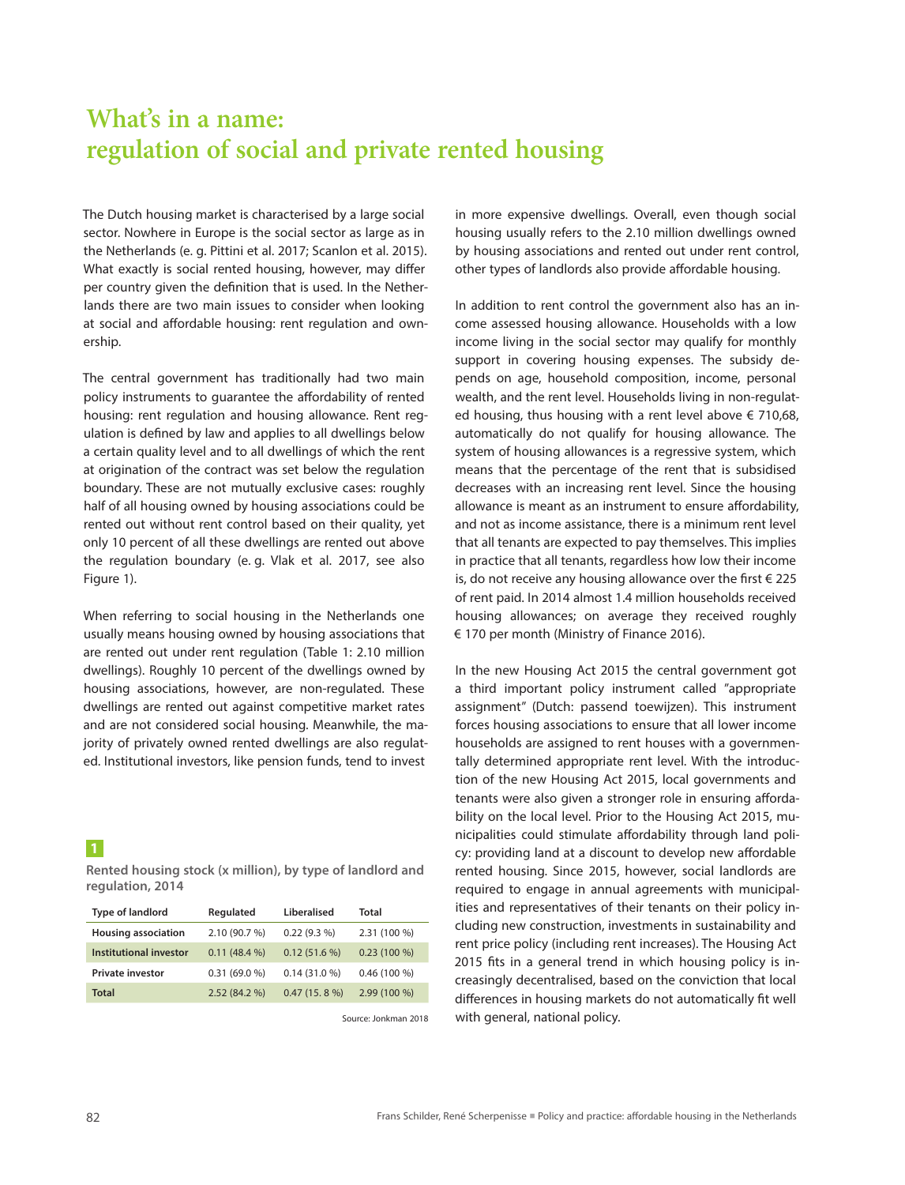# What's in a name: regulation of social and private rented housing

The Dutch housing market is characterised by a large social sector. Nowhere in Europe is the social sector as large as in the Netherlands (e. g. Pittini et al. 2017; Scanlon et al. 2015). What exactly is social rented housing, however, may differ per country given the definition that is used. In the Netherlands there are two main issues to consider when looking at social and affordable housing: rent regulation and ownership.

The central government has traditionally had two main policy instruments to guarantee the affordability of rented housing: rent regulation and housing allowance. Rent regulation is defined by law and applies to all dwellings below a certain quality level and to all dwellings of which the rent at origination of the contract was set below the regulation boundary. These are not mutually exclusive cases: roughly half of all housing owned by housing associations could be rented out without rent control based on their quality, yet only 10 percent of all these dwellings are rented out above the regulation boundary (e. g. Vlak et al. 2017, see also Figure 1).

When referring to social housing in the Netherlands one usually means housing owned by housing associations that are rented out under rent regulation (Table 1: 2.10 million dwellings). Roughly 10 percent of the dwellings owned by housing associations, however, are non-regulated. These dwellings are rented out against competitive market rates and are not considered social housing. Meanwhile, the majority of privately owned rented dwellings are also regulated. Institutional investors, like pension funds, tend to invest in more expensive dwellings. Overall, even though social housing usually refers to the 2.10 million dwellings owned by housing associations and rented out under rent control, other types of landlords also provide affordable housing.

In addition to rent control the government also has an income assessed housing allowance. Households with a low income living in the social sector may qualify for monthly support in covering housing expenses. The subsidy depends on age, household composition, income, personal wealth, and the rent level. Households living in non-regulated housing, thus housing with a rent level above € 710,68, automatically do not qualify for housing allowance. The system of housing allowances is a regressive system, which means that the percentage of the rent that is subsidised decreases with an increasing rent level. Since the housing allowance is meant as an instrument to ensure affordability, and not as income assistance, there is a minimum rent level that all tenants are expected to pay themselves. This implies in practice that all tenants, regardless how low their income is, do not receive any housing allowance over the first € 225 of rent paid. In 2014 almost 1.4 million households received housing allowances; on average they received roughly € 170 per month (Ministry of Finance 2016).

In the new Housing Act 2015 the central government got a third important policy instrument called "appropriate assignment" (Dutch: passend toewijzen). This instrument forces housing associations to ensure that all lower income households are assigned to rent houses with a governmentally determined appropriate rent level. With the introduction of the new Housing Act 2015, local governments and tenants were also given a stronger role in ensuring affordability on the local level. Prior to the Housing Act 2015, municipalities could stimulate affordability through land policy: providing land at a discount to develop new affordable rented housing. Since 2015, however, social landlords are required to engage in annual agreements with municipalities and representatives of their tenants on their policy including new construction, investments in sustainability and rent price policy (including rent increases). The Housing Act 2015 fits in a general trend in which housing policy is increasingly decentralised, based on the conviction that local differences in housing markets do not automatically fit well with general, national policy.

**1**

**Rented housing stock (x million), by type of landlord and regulation, 2014**

| Type of landlord | Regulated | Liberalised | Total |
|---|---|---|---|
| **Housing association** | 2.10 (90.7 %) | 0.22 (9.3 %) | 2.31 (100 %) |
| **Institutional investor** | 0.11 (48.4 %) | 0.12 (51.6 %) | 0.23 (100 %) |
| **Private investor** | 0.31 (69.0 %) | 0.14 (31.0 %) | 0.46 (100 %) |
| **Total** | 2.52 (84.2 %) | 0.47 (15. 8 %) | 2.99 (100 %) |

Source: Jonkman 2018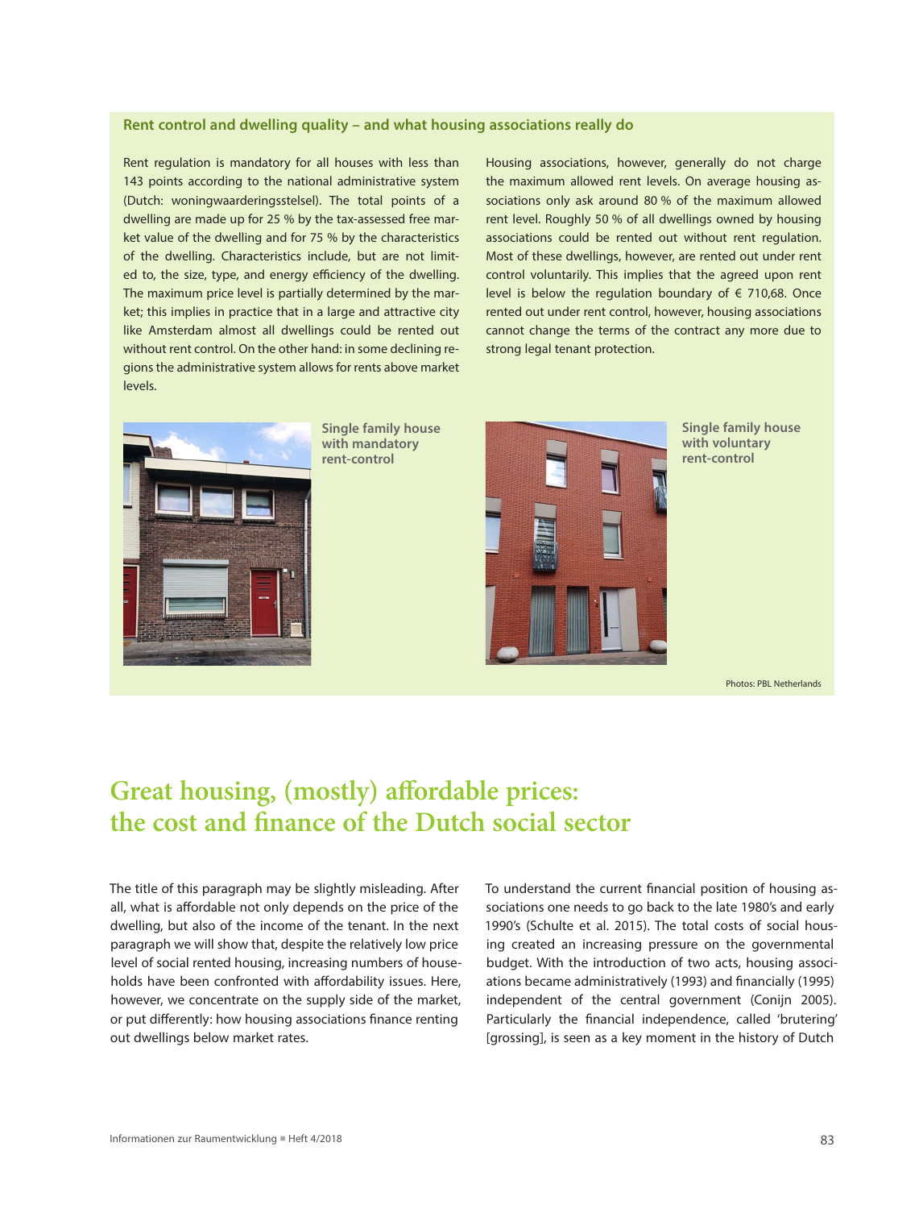### Rent control and dwelling quality – and what housing associations really do

Rent regulation is mandatory for all houses with less than 143 points according to the national administrative system (Dutch: woningwaarderingsstelsel). The total points of a dwelling are made up for 25 % by the tax-assessed free market value of the dwelling and for 75 % by the characteristics of the dwelling. Characteristics include, but are not limited to, the size, type, and energy efficiency of the dwelling. The maximum price level is partially determined by the market; this implies in practice that in a large and attractive city like Amsterdam almost all dwellings could be rented out without rent control. On the other hand: in some declining regions the administrative system allows for rents above market levels.

Housing associations, however, generally do not charge the maximum allowed rent levels. On average housing associations only ask around 80 % of the maximum allowed rent level. Roughly 50 % of all dwellings owned by housing associations could be rented out without rent regulation. Most of these dwellings, however, are rented out under rent control voluntarily. This implies that the agreed upon rent level is below the regulation boundary of € 710,68. Once rented out under rent control, however, housing associations cannot change the terms of the contract any more due to strong legal tenant protection.

Single family house with mandatory rent-control

Single family house with voluntary rent-control

Photos: PBL Netherlands

# Great housing, (mostly) affordable prices: the cost and finance of the Dutch social sector

The title of this paragraph may be slightly misleading. After all, what is affordable not only depends on the price of the dwelling, but also of the income of the tenant. In the next paragraph we will show that, despite the relatively low price level of social rented housing, increasing numbers of households have been confronted with affordability issues. Here, however, we concentrate on the supply side of the market, or put differently: how housing associations finance renting out dwellings below market rates.

To understand the current financial position of housing associations one needs to go back to the late 1980's and early 1990's (Schulte et al. 2015). The total costs of social housing created an increasing pressure on the governmental budget. With the introduction of two acts, housing associations became administratively (1993) and financially (1995) independent of the central government (Conijn 2005). Particularly the financial independence, called 'brutering' [grossing], is seen as a key moment in the history of Dutch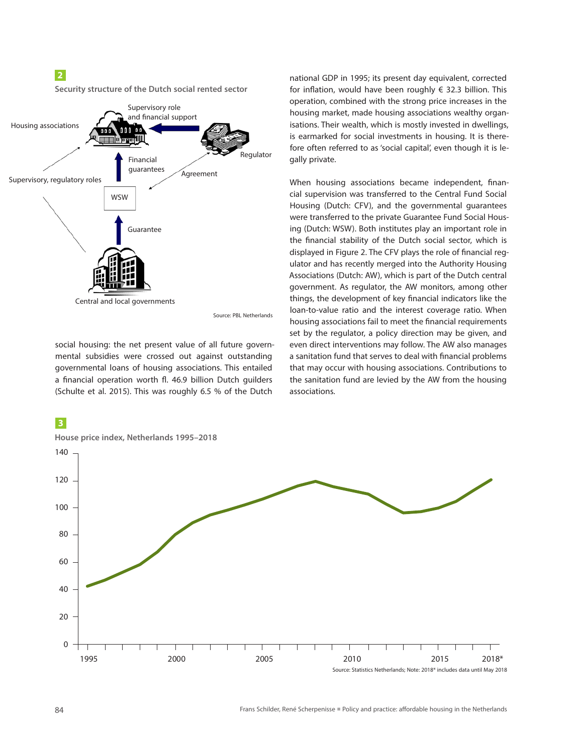**2**

**Security structure of the Dutch social rented sector**

Source: PBL Netherlands

social housing: the net present value of all future governmental subsidies were crossed out against outstanding governmental loans of housing associations. This entailed a financial operation worth fl. 46.9 billion Dutch guilders (Schulte et al. 2015). This was roughly 6.5 % of the Dutch national GDP in 1995; its present day equivalent, corrected for inflation, would have been roughly € 32.3 billion. This operation, combined with the strong price increases in the housing market, made housing associations wealthy organisations. Their wealth, which is mostly invested in dwellings, is earmarked for social investments in housing. It is therefore often referred to as 'social capital', even though it is legally private.

When housing associations became independent, financial supervision was transferred to the Central Fund Social Housing (Dutch: CFV), and the governmental guarantees were transferred to the private Guarantee Fund Social Housing (Dutch: WSW). Both institutes play an important role in the financial stability of the Dutch social sector, which is displayed in Figure 2. The CFV plays the role of financial regulator and has recently merged into the Authority Housing Associations (Dutch: AW), which is part of the Dutch central government. As regulator, the AW monitors, among other things, the development of key financial indicators like the loan-to-value ratio and the interest coverage ratio. When housing associations fail to meet the financial requirements set by the regulator, a policy direction may be given, and even direct interventions may follow. The AW also manages a sanitation fund that serves to deal with financial problems that may occur with housing associations. Contributions to the sanitation fund are levied by the AW from the housing associations.

**3**

**House price index, Netherlands 1995–2018**

Source: Statistics Netherlands; Note: 2018* includes data until May 2018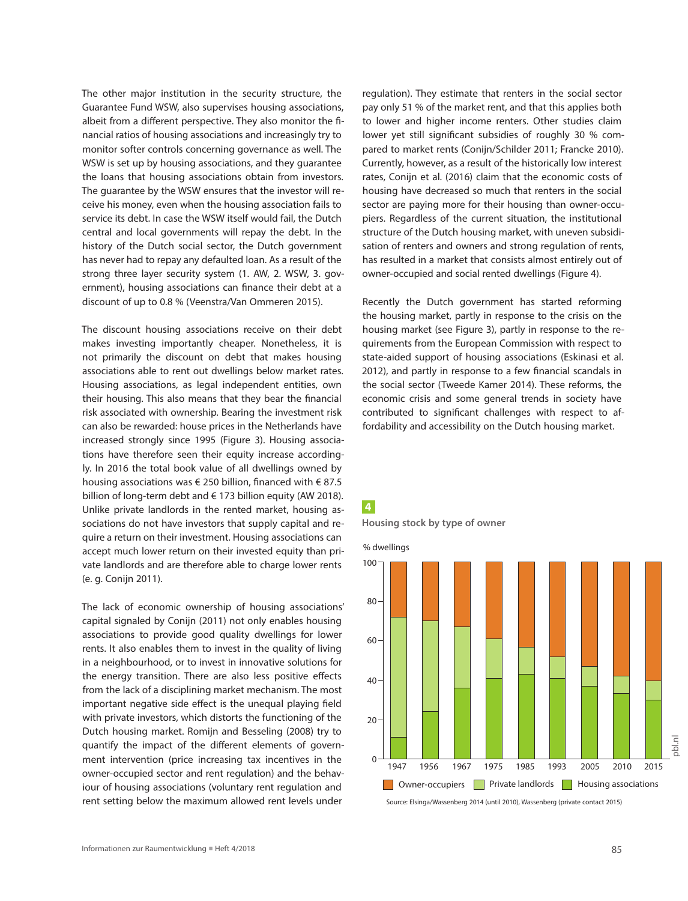The other major institution in the security structure, the Guarantee Fund WSW, also supervises housing associations, albeit from a different perspective. They also monitor the financial ratios of housing associations and increasingly try to monitor softer controls concerning governance as well. The WSW is set up by housing associations, and they guarantee the loans that housing associations obtain from investors. The guarantee by the WSW ensures that the investor will receive his money, even when the housing association fails to service its debt. In case the WSW itself would fail, the Dutch central and local governments will repay the debt. In the history of the Dutch social sector, the Dutch government has never had to repay any defaulted loan. As a result of the strong three layer security system (1. AW, 2. WSW, 3. government), housing associations can finance their debt at a discount of up to 0.8 % (Veenstra/Van Ommeren 2015).

The discount housing associations receive on their debt makes investing importantly cheaper. Nonetheless, it is not primarily the discount on debt that makes housing associations able to rent out dwellings below market rates. Housing associations, as legal independent entities, own their housing. This also means that they bear the financial risk associated with ownership. Bearing the investment risk can also be rewarded: house prices in the Netherlands have increased strongly since 1995 (Figure 3). Housing associations have therefore seen their equity increase accordingly. In 2016 the total book value of all dwellings owned by housing associations was € 250 billion, financed with € 87.5 billion of long-term debt and € 173 billion equity (AW 2018). Unlike private landlords in the rented market, housing associations do not have investors that supply capital and require a return on their investment. Housing associations can accept much lower return on their invested equity than private landlords and are therefore able to charge lower rents (e. g. Conijn 2011).

The lack of economic ownership of housing associations' capital signaled by Conijn (2011) not only enables housing associations to provide good quality dwellings for lower rents. It also enables them to invest in the quality of living in a neighbourhood, or to invest in innovative solutions for the energy transition. There are also less positive effects from the lack of a disciplining market mechanism. The most important negative side effect is the unequal playing field with private investors, which distorts the functioning of the Dutch housing market. Romijn and Besseling (2008) try to quantify the impact of the different elements of government intervention (price increasing tax incentives in the owner-occupied sector and rent regulation) and the behaviour of housing associations (voluntary rent regulation and rent setting below the maximum allowed rent levels under regulation). They estimate that renters in the social sector pay only 51 % of the market rent, and that this applies both to lower and higher income renters. Other studies claim lower yet still significant subsidies of roughly 30 % compared to market rents (Conijn/Schilder 2011; Francke 2010). Currently, however, as a result of the historically low interest rates, Conijn et al. (2016) claim that the economic costs of housing have decreased so much that renters in the social sector are paying more for their housing than owner-occupiers. Regardless of the current situation, the institutional structure of the Dutch housing market, with uneven subsidisation of renters and owners and strong regulation of rents, has resulted in a market that consists almost entirely out of owner-occupied and social rented dwellings (Figure 4).

Recently the Dutch government has started reforming the housing market, partly in response to the crisis on the housing market (see Figure 3), partly in response to the requirements from the European Commission with respect to state-aided support of housing associations (Eskinasi et al. 2012), and partly in response to a few financial scandals in the social sector (Tweede Kamer 2014). These reforms, the economic crisis and some general trends in society have contributed to significant challenges with respect to affordability and accessibility on the Dutch housing market.

**4**

**Housing stock by type of owner**

Source: Elsinga/Wassenberg 2014 (until 2010), Wassenberg (private contact 2015)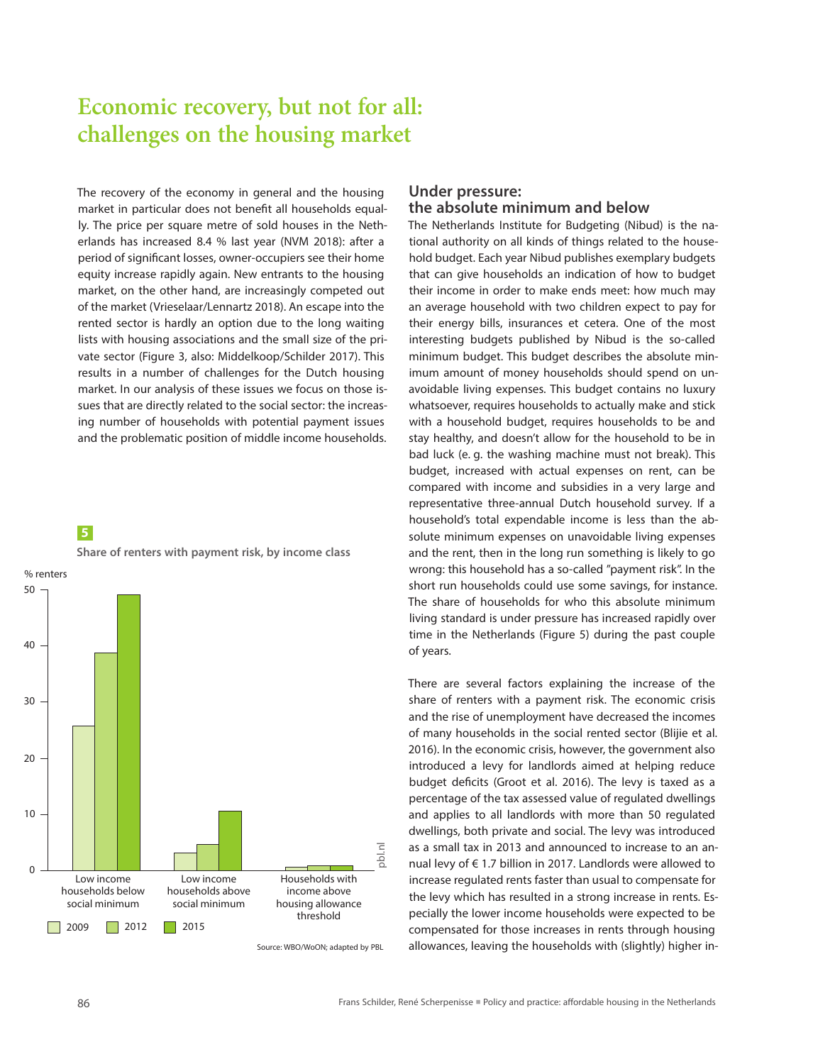# Economic recovery, but not for all: challenges on the housing market

The recovery of the economy in general and the housing market in particular does not benefit all households equally. The price per square metre of sold houses in the Netherlands has increased 8.4 % last year (NVM 2018): after a period of significant losses, owner-occupiers see their home equity increase rapidly again. New entrants to the housing market, on the other hand, are increasingly competed out of the market (Vrieselaar/Lennartz 2018). An escape into the rented sector is hardly an option due to the long waiting lists with housing associations and the small size of the private sector (Figure 3, also: Middelkoop/Schilder 2017). This results in a number of challenges for the Dutch housing market. In our analysis of these issues we focus on those issues that are directly related to the social sector: the increasing number of households with potential payment issues and the problematic position of middle income households.

**5**

**Share of renters with payment risk, by income class**

% renters

| | 2009 | 2012 | 2015 |
|---|---|---|---|
| Low income households below social minimum | ~26 | ~39 | ~49 |
| Low income households above social minimum | ~3 | ~5 | ~11 |
| Households with income above housing allowance threshold | ~1 | ~1 | ~1 |

Source: WBO/WoON; adapted by PBL

## Under pressure: the absolute minimum and below

The Netherlands Institute for Budgeting (Nibud) is the national authority on all kinds of things related to the household budget. Each year Nibud publishes exemplary budgets that can give households an indication of how to budget their income in order to make ends meet: how much may an average household with two children expect to pay for their energy bills, insurances et cetera. One of the most interesting budgets published by Nibud is the so-called minimum budget. This budget describes the absolute minimum amount of money households should spend on unavoidable living expenses. This budget contains no luxury whatsoever, requires households to actually make and stick with a household budget, requires households to be and stay healthy, and doesn't allow for the household to be in bad luck (e. g. the washing machine must not break). This budget, increased with actual expenses on rent, can be compared with income and subsidies in a very large and representative three-annual Dutch household survey. If a household's total expendable income is less than the absolute minimum expenses on unavoidable living expenses and the rent, then in the long run something is likely to go wrong: this household has a so-called "payment risk". In the short run households could use some savings, for instance. The share of households for who this absolute minimum living standard is under pressure has increased rapidly over time in the Netherlands (Figure 5) during the past couple of years.

There are several factors explaining the increase of the share of renters with a payment risk. The economic crisis and the rise of unemployment have decreased the incomes of many households in the social rented sector (Blijie et al. 2016). In the economic crisis, however, the government also introduced a levy for landlords aimed at helping reduce budget deficits (Groot et al. 2016). The levy is taxed as a percentage of the tax assessed value of regulated dwellings and applies to all landlords with more than 50 regulated dwellings, both private and social. The levy was introduced as a small tax in 2013 and announced to increase to an annual levy of € 1.7 billion in 2017. Landlords were allowed to increase regulated rents faster than usual to compensate for the levy which has resulted in a strong increase in rents. Especially the lower income households were expected to be compensated for those increases in rents through housing allowances, leaving the households with (slightly) higher in-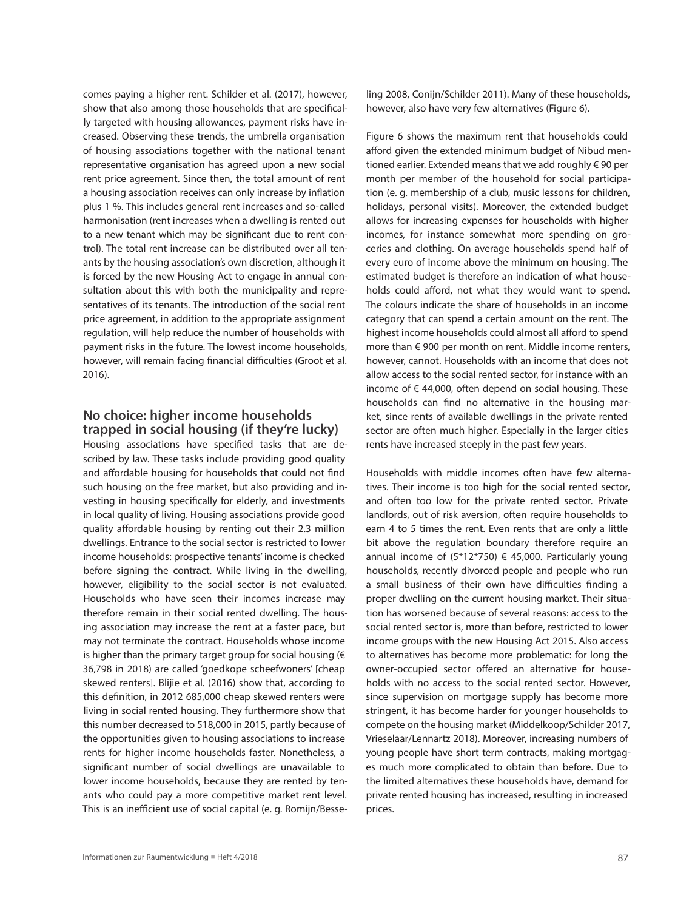comes paying a higher rent. Schilder et al. (2017), however, show that also among those households that are specifically targeted with housing allowances, payment risks have increased. Observing these trends, the umbrella organisation of housing associations together with the national tenant representative organisation has agreed upon a new social rent price agreement. Since then, the total amount of rent a housing association receives can only increase by inflation plus 1 %. This includes general rent increases and so-called harmonisation (rent increases when a dwelling is rented out to a new tenant which may be significant due to rent control). The total rent increase can be distributed over all tenants by the housing association's own discretion, although it is forced by the new Housing Act to engage in annual consultation about this with both the municipality and representatives of its tenants. The introduction of the social rent price agreement, in addition to the appropriate assignment regulation, will help reduce the number of households with payment risks in the future. The lowest income households, however, will remain facing financial difficulties (Groot et al. 2016).

## No choice: higher income households trapped in social housing (if they're lucky)

Housing associations have specified tasks that are described by law. These tasks include providing good quality and affordable housing for households that could not find such housing on the free market, but also providing and investing in housing specifically for elderly, and investments in local quality of living. Housing associations provide good quality affordable housing by renting out their 2.3 million dwellings. Entrance to the social sector is restricted to lower income households: prospective tenants' income is checked before signing the contract. While living in the dwelling, however, eligibility to the social sector is not evaluated. Households who have seen their incomes increase may therefore remain in their social rented dwelling. The housing association may increase the rent at a faster pace, but may not terminate the contract. Households whose income is higher than the primary target group for social housing (€ 36,798 in 2018) are called 'goedkope scheefwoners' [cheap skewed renters]. Blijie et al. (2016) show that, according to this definition, in 2012 685,000 cheap skewed renters were living in social rented housing. They furthermore show that this number decreased to 518,000 in 2015, partly because of the opportunities given to housing associations to increase rents for higher income households faster. Nonetheless, a significant number of social dwellings are unavailable to lower income households, because they are rented by tenants who could pay a more competitive market rent level. This is an inefficient use of social capital (e. g. Romijn/Besseling 2008, Conijn/Schilder 2011). Many of these households, however, also have very few alternatives (Figure 6).

Figure 6 shows the maximum rent that households could afford given the extended minimum budget of Nibud mentioned earlier. Extended means that we add roughly € 90 per month per member of the household for social participation (e. g. membership of a club, music lessons for children, holidays, personal visits). Moreover, the extended budget allows for increasing expenses for households with higher incomes, for instance somewhat more spending on groceries and clothing. On average households spend half of every euro of income above the minimum on housing. The estimated budget is therefore an indication of what households could afford, not what they would want to spend. The colours indicate the share of households in an income category that can spend a certain amount on the rent. The highest income households could almost all afford to spend more than € 900 per month on rent. Middle income renters, however, cannot. Households with an income that does not allow access to the social rented sector, for instance with an income of € 44,000, often depend on social housing. These households can find no alternative in the housing market, since rents of available dwellings in the private rented sector are often much higher. Especially in the larger cities rents have increased steeply in the past few years.

Households with middle incomes often have few alternatives. Their income is too high for the social rented sector, and often too low for the private rented sector. Private landlords, out of risk aversion, often require households to earn 4 to 5 times the rent. Even rents that are only a little bit above the regulation boundary therefore require an annual income of (5*12*750) € 45,000. Particularly young households, recently divorced people and people who run a small business of their own have difficulties finding a proper dwelling on the current housing market. Their situation has worsened because of several reasons: access to the social rented sector is, more than before, restricted to lower income groups with the new Housing Act 2015. Also access to alternatives has become more problematic: for long the owner-occupied sector offered an alternative for households with no access to the social rented sector. However, since supervision on mortgage supply has become more stringent, it has become harder for younger households to compete on the housing market (Middelkoop/Schilder 2017, Vrieselaar/Lennartz 2018). Moreover, increasing numbers of young people have short term contracts, making mortgages much more complicated to obtain than before. Due to the limited alternatives these households have, demand for private rented housing has increased, resulting in increased prices.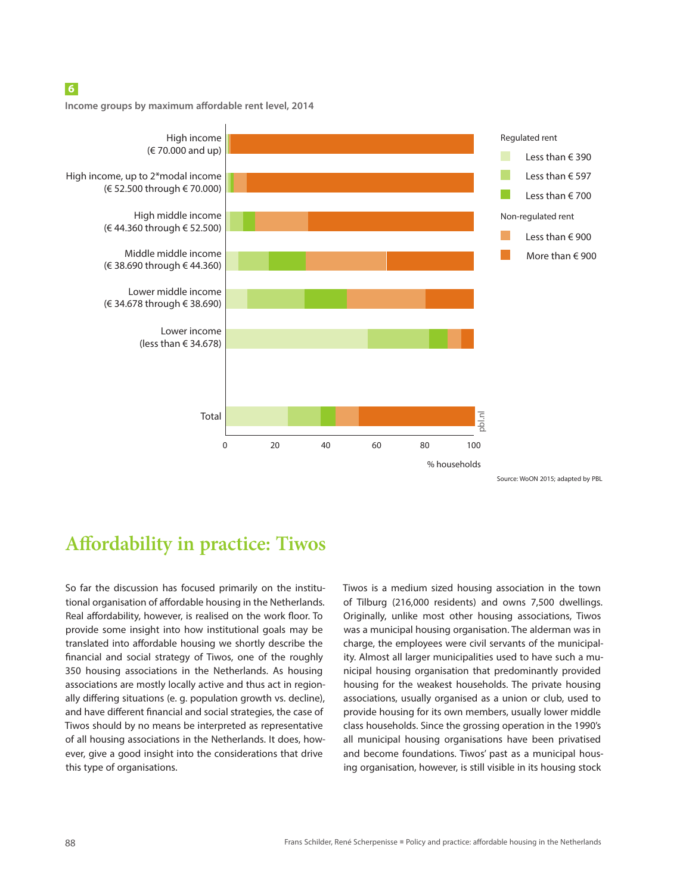**6**

**Income groups by maximum affordable rent level, 2014**

Regulated rent
- Less than € 390
- Less than € 597
- Less than € 700

Non-regulated rent
- Less than € 900
- More than € 900

High income (€ 70.000 and up)

High income, up to 2*modal income (€ 52.500 through € 70.000)

High middle income (€ 44.360 through € 52.500)

Middle middle income (€ 38.690 through € 44.360)

Lower middle income (€ 34.678 through € 38.690)

Lower income (less than € 34.678)

Total

0 20 40 60 80 100

% households

pbl.nl

Source: WoON 2015; adapted by PBL

# Affordability in practice: Tiwos

So far the discussion has focused primarily on the institutional organisation of affordable housing in the Netherlands. Real affordability, however, is realised on the work floor. To provide some insight into how institutional goals may be translated into affordable housing we shortly describe the financial and social strategy of Tiwos, one of the roughly 350 housing associations in the Netherlands. As housing associations are mostly locally active and thus act in regionally differing situations (e. g. population growth vs. decline), and have different financial and social strategies, the case of Tiwos should by no means be interpreted as representative of all housing associations in the Netherlands. It does, however, give a good insight into the considerations that drive this type of organisations.

Tiwos is a medium sized housing association in the town of Tilburg (216,000 residents) and owns 7,500 dwellings. Originally, unlike most other housing associations, Tiwos was a municipal housing organisation. The alderman was in charge, the employees were civil servants of the municipality. Almost all larger municipalities used to have such a municipal housing organisation that predominantly provided housing for the weakest households. The private housing associations, usually organised as a union or club, used to provide housing for its own members, usually lower middle class households. Since the grossing operation in the 1990's all municipal housing organisations have been privatised and become foundations. Tiwos' past as a municipal housing organisation, however, is still visible in its housing stock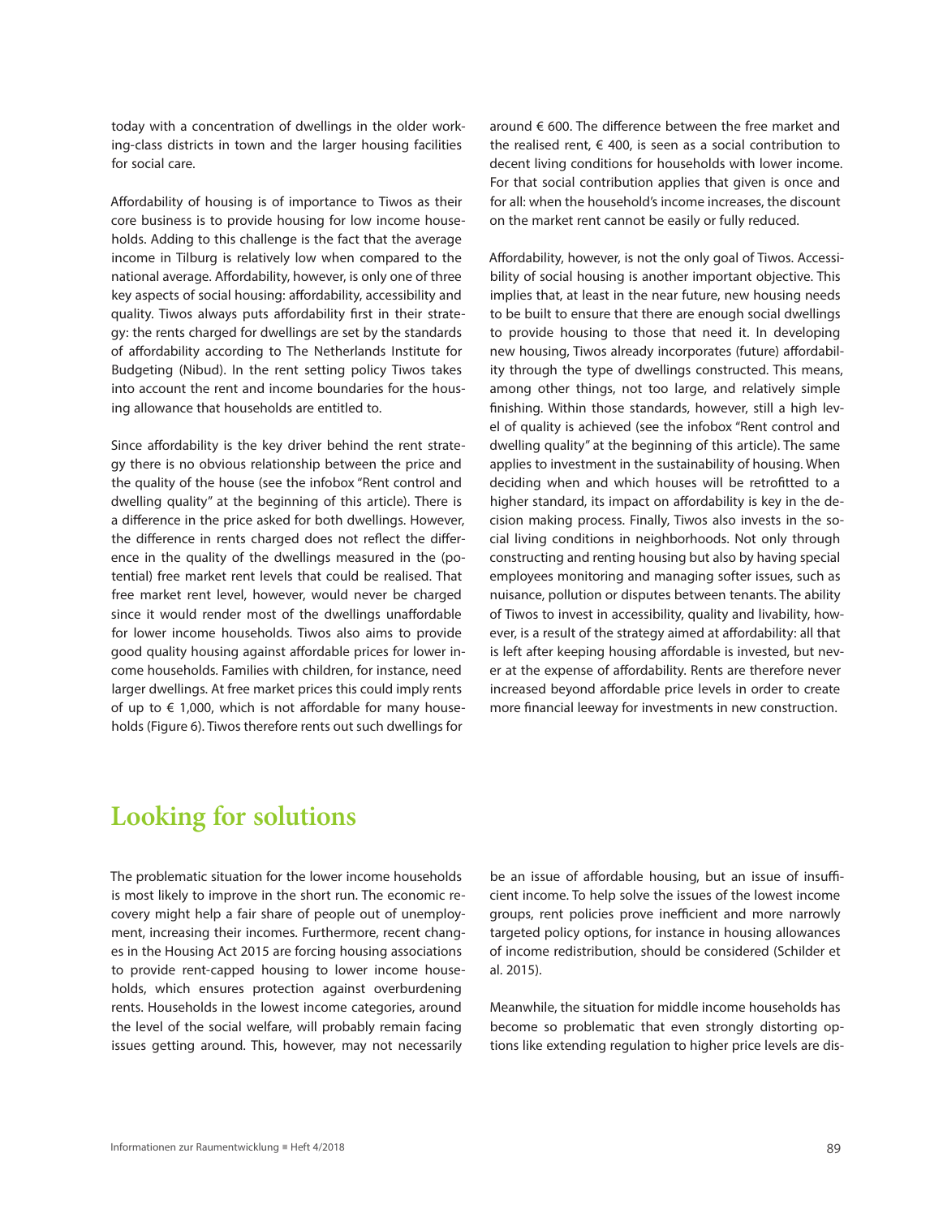today with a concentration of dwellings in the older working-class districts in town and the larger housing facilities for social care.

Affordability of housing is of importance to Tiwos as their core business is to provide housing for low income households. Adding to this challenge is the fact that the average income in Tilburg is relatively low when compared to the national average. Affordability, however, is only one of three key aspects of social housing: affordability, accessibility and quality. Tiwos always puts affordability first in their strategy: the rents charged for dwellings are set by the standards of affordability according to The Netherlands Institute for Budgeting (Nibud). In the rent setting policy Tiwos takes into account the rent and income boundaries for the housing allowance that households are entitled to.

Since affordability is the key driver behind the rent strategy there is no obvious relationship between the price and the quality of the house (see the infobox "Rent control and dwelling quality" at the beginning of this article). There is a difference in the price asked for both dwellings. However, the difference in rents charged does not reflect the difference in the quality of the dwellings measured in the (potential) free market rent levels that could be realised. That free market rent level, however, would never be charged since it would render most of the dwellings unaffordable for lower income households. Tiwos also aims to provide good quality housing against affordable prices for lower income households. Families with children, for instance, need larger dwellings. At free market prices this could imply rents of up to € 1,000, which is not affordable for many households (Figure 6). Tiwos therefore rents out such dwellings for around € 600. The difference between the free market and the realised rent, € 400, is seen as a social contribution to decent living conditions for households with lower income. For that social contribution applies that given is once and for all: when the household's income increases, the discount on the market rent cannot be easily or fully reduced.

Affordability, however, is not the only goal of Tiwos. Accessibility of social housing is another important objective. This implies that, at least in the near future, new housing needs to be built to ensure that there are enough social dwellings to provide housing to those that need it. In developing new housing, Tiwos already incorporates (future) affordability through the type of dwellings constructed. This means, among other things, not too large, and relatively simple finishing. Within those standards, however, still a high level of quality is achieved (see the infobox "Rent control and dwelling quality" at the beginning of this article). The same applies to investment in the sustainability of housing. When deciding when and which houses will be retrofitted to a higher standard, its impact on affordability is key in the decision making process. Finally, Tiwos also invests in the social living conditions in neighborhoods. Not only through constructing and renting housing but also by having special employees monitoring and managing softer issues, such as nuisance, pollution or disputes between tenants. The ability of Tiwos to invest in accessibility, quality and livability, however, is a result of the strategy aimed at affordability: all that is left after keeping housing affordable is invested, but never at the expense of affordability. Rents are therefore never increased beyond affordable price levels in order to create more financial leeway for investments in new construction.

## Looking for solutions

The problematic situation for the lower income households is most likely to improve in the short run. The economic recovery might help a fair share of people out of unemployment, increasing their incomes. Furthermore, recent changes in the Housing Act 2015 are forcing housing associations to provide rent-capped housing to lower income households, which ensures protection against overburdening rents. Households in the lowest income categories, around the level of the social welfare, will probably remain facing issues getting around. This, however, may not necessarily be an issue of affordable housing, but an issue of insufficient income. To help solve the issues of the lowest income groups, rent policies prove inefficient and more narrowly targeted policy options, for instance in housing allowances of income redistribution, should be considered (Schilder et al. 2015).

Meanwhile, the situation for middle income households has become so problematic that even strongly distorting options like extending regulation to higher price levels are dis-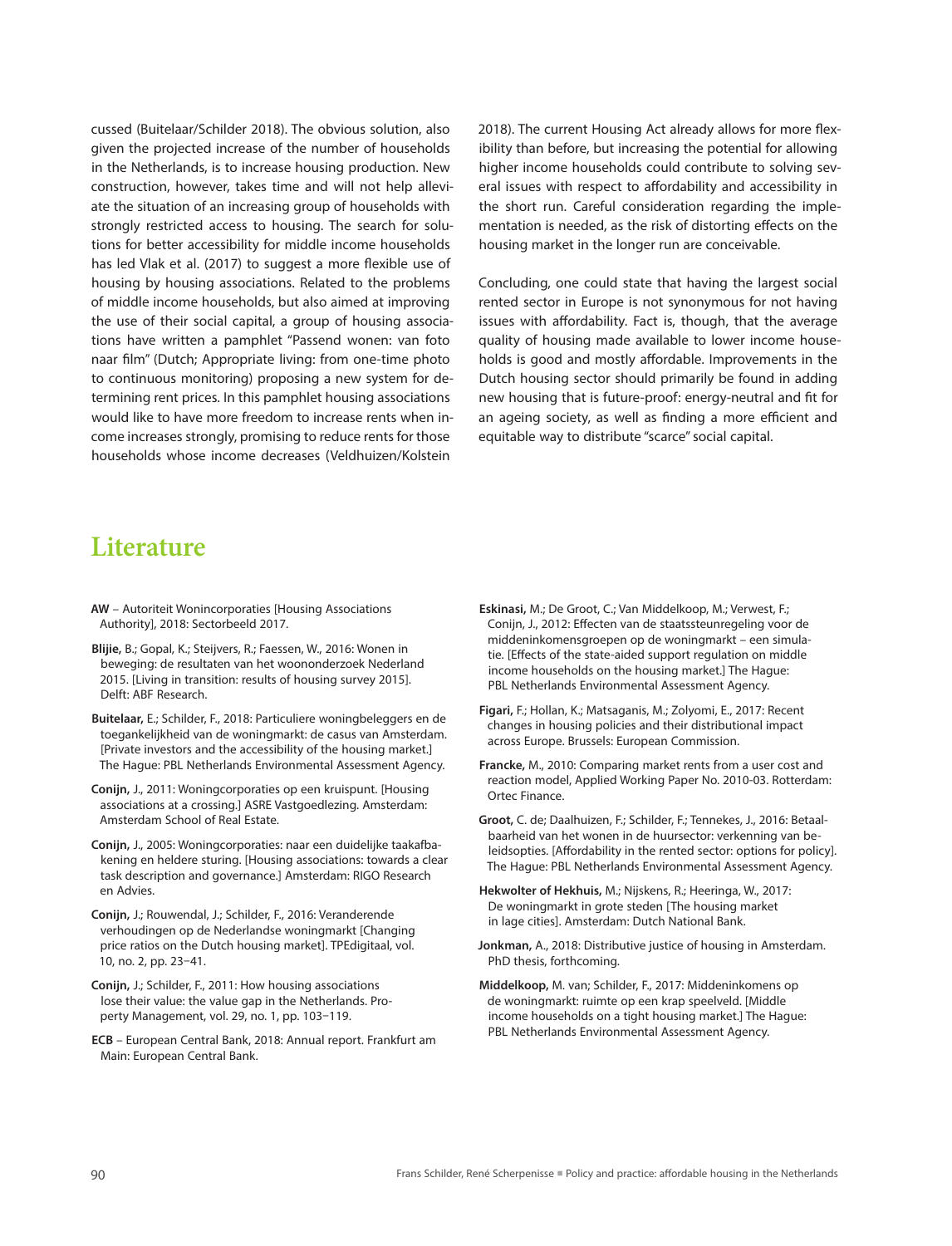cussed (Buitelaar/Schilder 2018). The obvious solution, also given the projected increase of the number of households in the Netherlands, is to increase housing production. New construction, however, takes time and will not help alleviate the situation of an increasing group of households with strongly restricted access to housing. The search for solutions for better accessibility for middle income households has led Vlak et al. (2017) to suggest a more flexible use of housing by housing associations. Related to the problems of middle income households, but also aimed at improving the use of their social capital, a group of housing associations have written a pamphlet "Passend wonen: van foto naar film" (Dutch; Appropriate living: from one-time photo to continuous monitoring) proposing a new system for determining rent prices. In this pamphlet housing associations would like to have more freedom to increase rents when income increases strongly, promising to reduce rents for those households whose income decreases (Veldhuizen/Kolstein 2018). The current Housing Act already allows for more flexibility than before, but increasing the potential for allowing higher income households could contribute to solving several issues with respect to affordability and accessibility in the short run. Careful consideration regarding the implementation is needed, as the risk of distorting effects on the housing market in the longer run are conceivable.

Concluding, one could state that having the largest social rented sector in Europe is not synonymous for not having issues with affordability. Fact is, though, that the average quality of housing made available to lower income households is good and mostly affordable. Improvements in the Dutch housing sector should primarily be found in adding new housing that is future-proof: energy-neutral and fit for an ageing society, as well as finding a more efficient and equitable way to distribute "scarce" social capital.

# Literature

**AW** – Autoriteit Wonincorporaties [Housing Associations Authority], 2018: Sectorbeeld 2017.

**Blijie,** B.; Gopal, K.; Steijvers, R.; Faessen, W., 2016: Wonen in beweging: de resultaten van het woononderzoek Nederland 2015. [Living in transition: results of housing survey 2015]. Delft: ABF Research.

**Buitelaar,** E.; Schilder, F., 2018: Particuliere woningbeleggers en de toegankelijkheid van de woningmarkt: de casus van Amsterdam. [Private investors and the accessibility of the housing market.] The Hague: PBL Netherlands Environmental Assessment Agency.

**Conijn,** J., 2011: Woningcorporaties op een kruispunt. [Housing associations at a crossing.] ASRE Vastgoedlezing. Amsterdam: Amsterdam School of Real Estate.

**Conijn,** J., 2005: Woningcorporaties: naar een duidelijke taakafbakening en heldere sturing. [Housing associations: towards a clear task description and governance.] Amsterdam: RIGO Research en Advies.

**Conijn,** J.; Rouwendal, J.; Schilder, F., 2016: Veranderende verhoudingen op de Nederlandse woningmarkt [Changing price ratios on the Dutch housing market]. TPEdigitaal, vol. 10, no. 2, pp. 23–41.

**Conijn,** J.; Schilder, F., 2011: How housing associations lose their value: the value gap in the Netherlands. Property Management, vol. 29, no. 1, pp. 103–119.

**ECB** – European Central Bank, 2018: Annual report. Frankfurt am Main: European Central Bank.

**Eskinasi,** M.; De Groot, C.; Van Middelkoop, M.; Verwest, F.; Conijn, J., 2012: Effecten van de staatssteunregeling voor de middeninkomensgroepen op de woningmarkt – een simulatie. [Effects of the state-aided support regulation on middle income households on the housing market.] The Hague: PBL Netherlands Environmental Assessment Agency.

**Figari,** F.; Hollan, K.; Matsaganis, M.; Zolyomi, E., 2017: Recent changes in housing policies and their distributional impact across Europe. Brussels: European Commission.

**Francke,** M., 2010: Comparing market rents from a user cost and reaction model, Applied Working Paper No. 2010-03. Rotterdam: Ortec Finance.

**Groot,** C. de; Daalhuizen, F.; Schilder, F.; Tennekes, J., 2016: Betaalbaarheid van het wonen in de huursector: verkenning van beleidsopties. [Affordability in the rented sector: options for policy]. The Hague: PBL Netherlands Environmental Assessment Agency.

**Hekwolter of Hekhuis,** M.; Nijskens, R.; Heeringa, W., 2017: De woningmarkt in grote steden [The housing market in lage cities]. Amsterdam: Dutch National Bank.

**Jonkman,** A., 2018: Distributive justice of housing in Amsterdam. PhD thesis, forthcoming.

**Middelkoop,** M. van; Schilder, F., 2017: Middeninkomens op de woningmarkt: ruimte op een krap speelveld. [Middle income households on a tight housing market.] The Hague: PBL Netherlands Environmental Assessment Agency.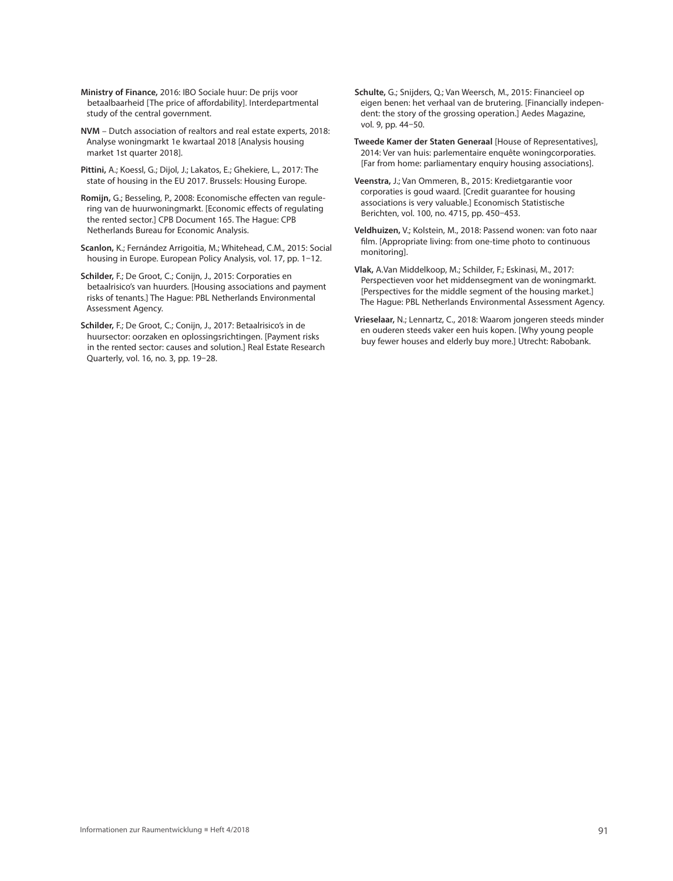**Ministry of Finance,** 2016: IBO Sociale huur: De prijs voor betaalbaarheid [The price of affordability]. Interdepartmental study of the central government.

**NVM** – Dutch association of realtors and real estate experts, 2018: Analyse woningmarkt 1e kwartaal 2018 [Analysis housing market 1st quarter 2018].

**Pittini,** A.; Koessl, G.; Dijol, J.; Lakatos, E.; Ghekiere, L., 2017: The state of housing in the EU 2017. Brussels: Housing Europe.

**Romijn,** G.; Besseling, P., 2008: Economische effecten van regulering van de huurwoningmarkt. [Economic effects of regulating the rented sector.] CPB Document 165. The Hague: CPB Netherlands Bureau for Economic Analysis.

**Scanlon,** K.; Fernández Arrigoitia, M.; Whitehead, C.M., 2015: Social housing in Europe. European Policy Analysis, vol. 17, pp. 1–12.

**Schilder,** F.; De Groot, C.; Conijn, J., 2015: Corporaties en betaalrisico's van huurders. [Housing associations and payment risks of tenants.] The Hague: PBL Netherlands Environmental Assessment Agency.

**Schilder,** F.; De Groot, C.; Conijn, J., 2017: Betaalrisico's in de huursector: oorzaken en oplossingsrichtingen. [Payment risks in the rented sector: causes and solution.] Real Estate Research Quarterly, vol. 16, no. 3, pp. 19–28.

**Schulte,** G.; Snijders, Q.; Van Weersch, M., 2015: Financieel op eigen benen: het verhaal van de brutering. [Financially independent: the story of the grossing operation.] Aedes Magazine, vol. 9, pp. 44–50.

**Tweede Kamer der Staten Generaal** [House of Representatives], 2014: Ver van huis: parlementaire enquête woningcorporaties. [Far from home: parliamentary enquiry housing associations].

**Veenstra,** J.; Van Ommeren, B., 2015: Kredietgarantie voor corporaties is goud waard. [Credit guarantee for housing associations is very valuable.] Economisch Statistische Berichten, vol. 100, no. 4715, pp. 450–453.

**Veldhuizen,** V.; Kolstein, M., 2018: Passend wonen: van foto naar film. [Appropriate living: from one-time photo to continuous monitoring].

**Vlak,** A.Van Middelkoop, M.; Schilder, F.; Eskinasi, M., 2017: Perspectieven voor het middensegment van de woningmarkt. [Perspectives for the middle segment of the housing market.] The Hague: PBL Netherlands Environmental Assessment Agency.

**Vrieselaar,** N.; Lennartz, C., 2018: Waarom jongeren steeds minder en ouderen steeds vaker een huis kopen. [Why young people buy fewer houses and elderly buy more.] Utrecht: Rabobank.